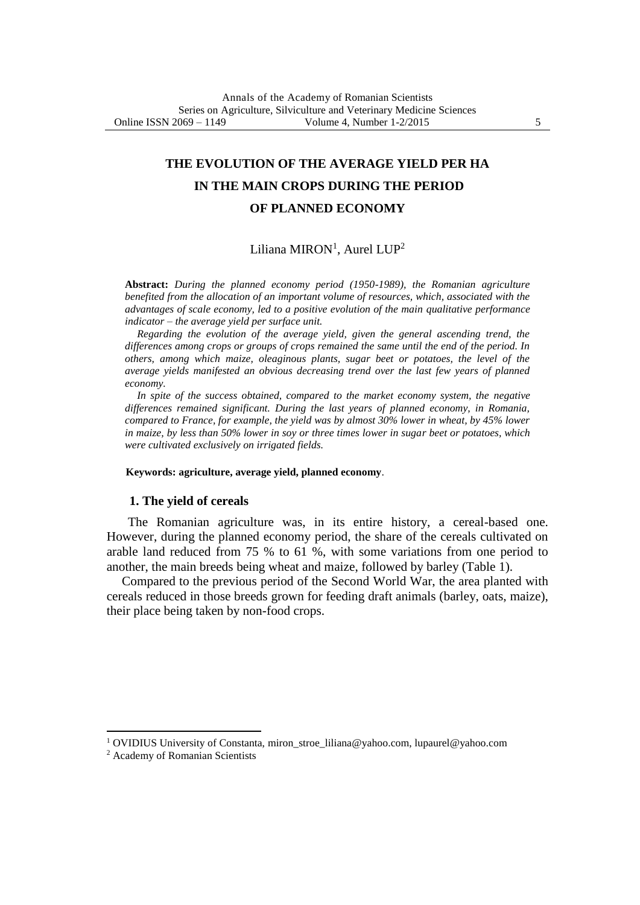# THE EVOLUTION OF THE AVERAGE YIELD PER HA IN THE MAIN CROPS DURING THE PERIOD OF PLANNED ECONOMY

Liliana MIRON[1], Aurel LUP[2]

**Abstract:** *During the planned economy period (1950-1989), the Romanian agriculture benefited from the allocation of an important volume of resources, which, associated with the advantages of scale economy, led to a positive evolution of the main qualitative performance indicator – the average yield per surface unit.*

*Regarding the evolution of the average yield, given the general ascending trend, the differences among crops or groups of crops remained the same until the end of the period. In others, among which maize, oleaginous plants, sugar beet or potatoes, the level of the average yields manifested an obvious decreasing trend over the last few years of planned economy.*

*In spite of the success obtained, compared to the market economy system, the negative differences remained significant. During the last years of planned economy, in Romania, compared to France, for example, the yield was by almost 30% lower in wheat, by 45% lower in maize, by less than 50% lower in soy or three times lower in sugar beet or potatoes, which were cultivated exclusively on irrigated fields.*

**Keywords: agriculture, average yield, planned economy**.

## 1. The yield of cereals

The Romanian agriculture was, in its entire history, a cereal-based one. However, during the planned economy period, the share of the cereals cultivated on arable land reduced from 75 % to 61 %, with some variations from one period to another, the main breeds being wheat and maize, followed by barley (Table 1).

Compared to the previous period of the Second World War, the area planted with cereals reduced in those breeds grown for feeding draft animals (barley, oats, maize), their place being taken by non-food crops.

[1] OVIDIUS University of Constanta, miron_stroe_liliana@yahoo.com, lupaurel@yahoo.com

[2] Academy of Romanian Scientists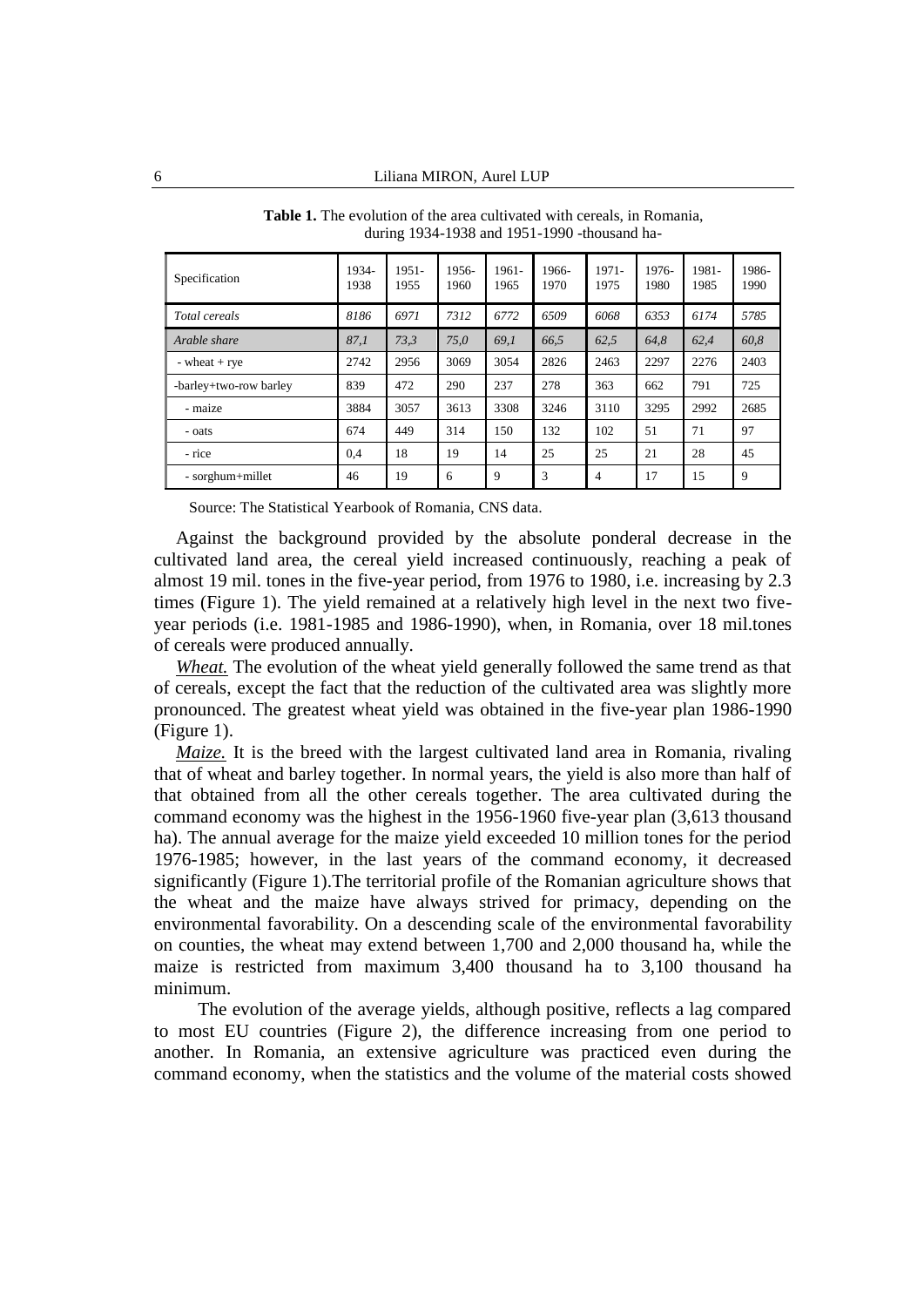**Table 1.** The evolution of the area cultivated with cereals, in Romania, during 1934-1938 and 1951-1990 -thousand ha-

| Specification | 1934-1938 | 1951-1955 | 1956-1960 | 1961-1965 | 1966-1970 | 1971-1975 | 1976-1980 | 1981-1985 | 1986-1990 |
|---|---|---|---|---|---|---|---|---|---|
| *Total cereals* | *8186* | *6971* | *7312* | *6772* | *6509* | *6068* | *6353* | *6174* | *5785* |
| *Arable share* | *87,1* | *73,3* | *75,0* | *69,1* | *66,5* | *62,5* | *64,8* | *62,4* | *60,8* |
| - wheat + rye | 2742 | 2956 | 3069 | 3054 | 2826 | 2463 | 2297 | 2276 | 2403 |
| -barley+two-row barley | 839 | 472 | 290 | 237 | 278 | 363 | 662 | 791 | 725 |
| - maize | 3884 | 3057 | 3613 | 3308 | 3246 | 3110 | 3295 | 2992 | 2685 |
| - oats | 674 | 449 | 314 | 150 | 132 | 102 | 51 | 71 | 97 |
| - rice | 0,4 | 18 | 19 | 14 | 25 | 25 | 21 | 28 | 45 |
| - sorghum+millet | 46 | 19 | 6 | 9 | 3 | 4 | 17 | 15 | 9 |

Source: The Statistical Yearbook of Romania, CNS data.

Against the background provided by the absolute ponderal decrease in the cultivated land area, the cereal yield increased continuously, reaching a peak of almost 19 mil. tones in the five-year period, from 1976 to 1980, i.e. increasing by 2.3 times (Figure 1). The yield remained at a relatively high level in the next two five-year periods (i.e. 1981-1985 and 1986-1990), when, in Romania, over 18 mil.tones of cereals were produced annually.

*Wheat.* The evolution of the wheat yield generally followed the same trend as that of cereals, except the fact that the reduction of the cultivated area was slightly more pronounced. The greatest wheat yield was obtained in the five-year plan 1986-1990 (Figure 1).

*Maize.* It is the breed with the largest cultivated land area in Romania, rivaling that of wheat and barley together. In normal years, the yield is also more than half of that obtained from all the other cereals together. The area cultivated during the command economy was the highest in the 1956-1960 five-year plan (3,613 thousand ha). The annual average for the maize yield exceeded 10 million tones for the period 1976-1985; however, in the last years of the command economy, it decreased significantly (Figure 1).The territorial profile of the Romanian agriculture shows that the wheat and the maize have always strived for primacy, depending on the environmental favorability. On a descending scale of the environmental favorability on counties, the wheat may extend between 1,700 and 2,000 thousand ha, while the maize is restricted from maximum 3,400 thousand ha to 3,100 thousand ha minimum.

The evolution of the average yields, although positive, reflects a lag compared to most EU countries (Figure 2), the difference increasing from one period to another. In Romania, an extensive agriculture was practiced even during the command economy, when the statistics and the volume of the material costs showed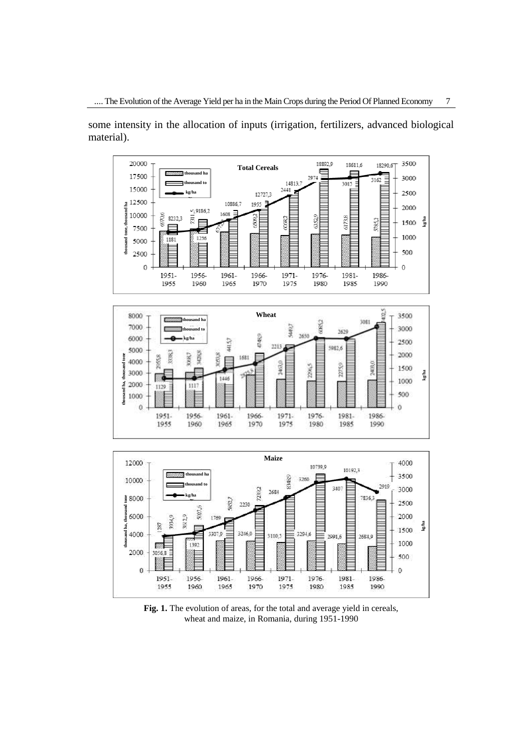some intensity in the allocation of inputs (irrigation, fertilizers, advanced biological material).

**Fig. 1.** The evolution of areas, for the total and average yield in cereals, wheat and maize, in Romania, during 1951-1990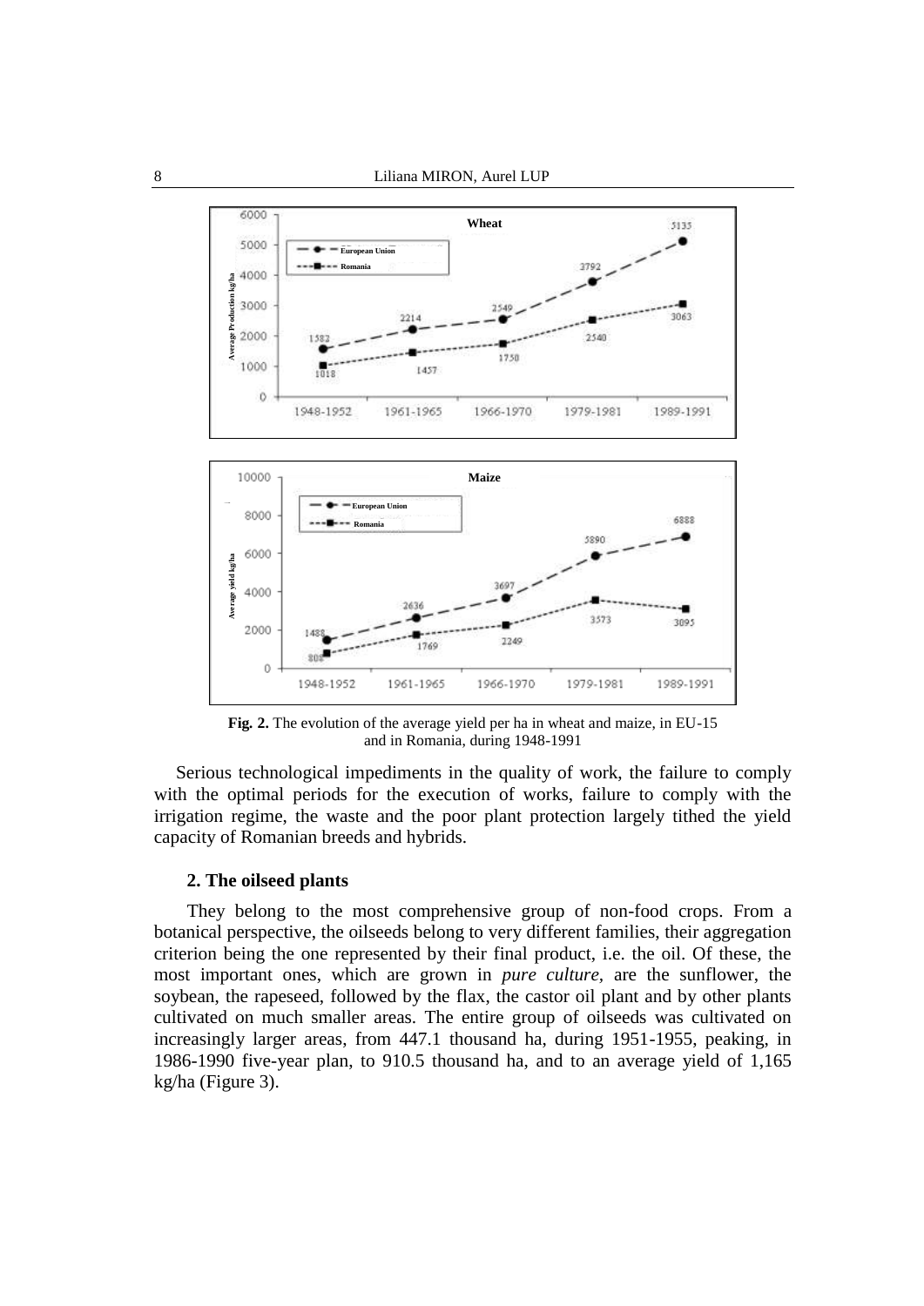**Fig. 2.** The evolution of the average yield per ha in wheat and maize, in EU-15 and in Romania, during 1948-1991

Serious technological impediments in the quality of work, the failure to comply with the optimal periods for the execution of works, failure to comply with the irrigation regime, the waste and the poor plant protection largely tithed the yield capacity of Romanian breeds and hybrids.

### 2. The oilseed plants

They belong to the most comprehensive group of non-food crops. From a botanical perspective, the oilseeds belong to very different families, their aggregation criterion being the one represented by their final product, i.e. the oil. Of these, the most important ones, which are grown in *pure culture*, are the sunflower, the soybean, the rapeseed, followed by the flax, the castor oil plant and by other plants cultivated on much smaller areas. The entire group of oilseeds was cultivated on increasingly larger areas, from 447.1 thousand ha, during 1951-1955, peaking, in 1986-1990 five-year plan, to 910.5 thousand ha, and to an average yield of 1,165 kg/ha (Figure 3).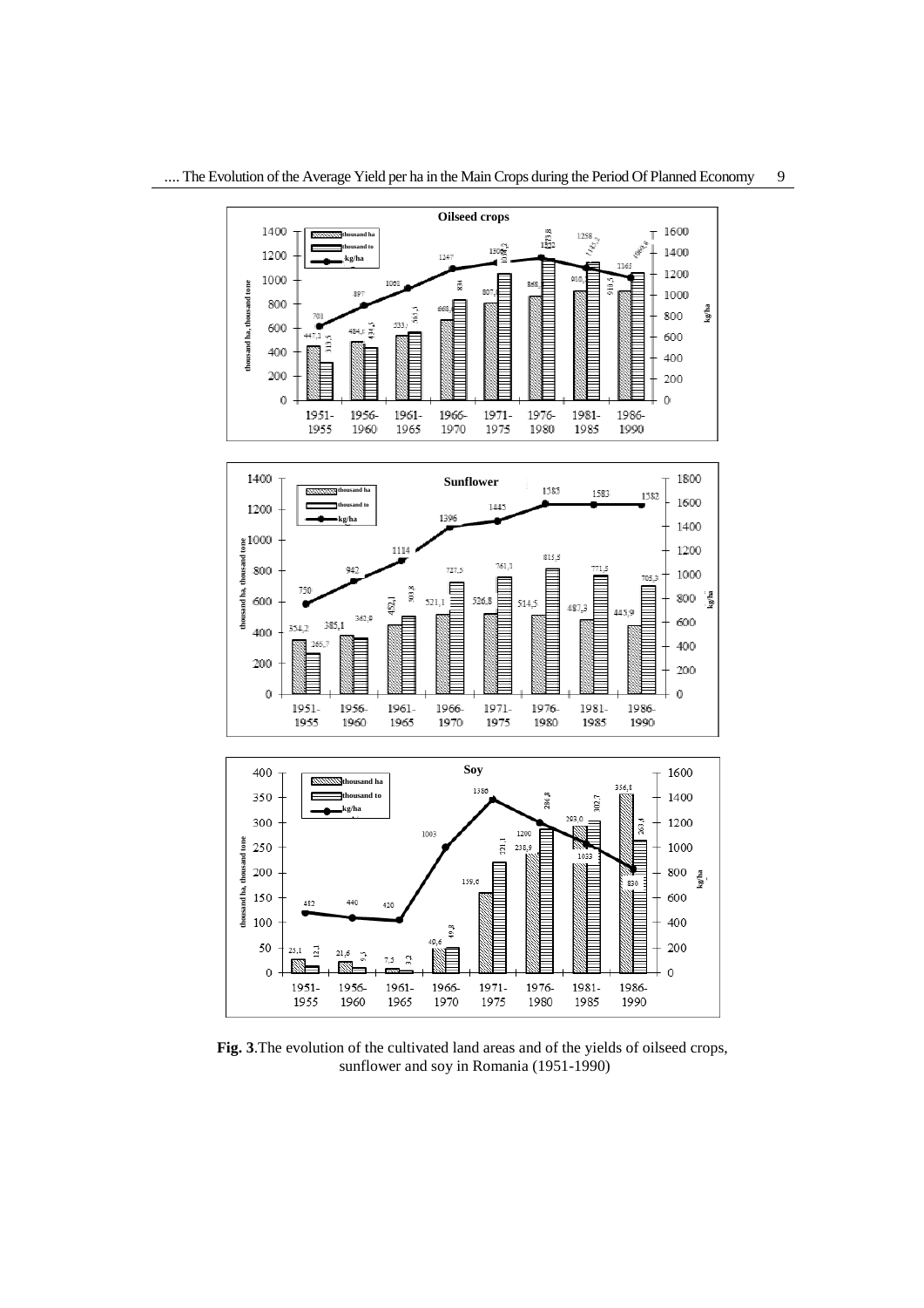**Fig. 3**.The evolution of the cultivated land areas and of the yields of oilseed crops, sunflower and soy in Romania (1951-1990)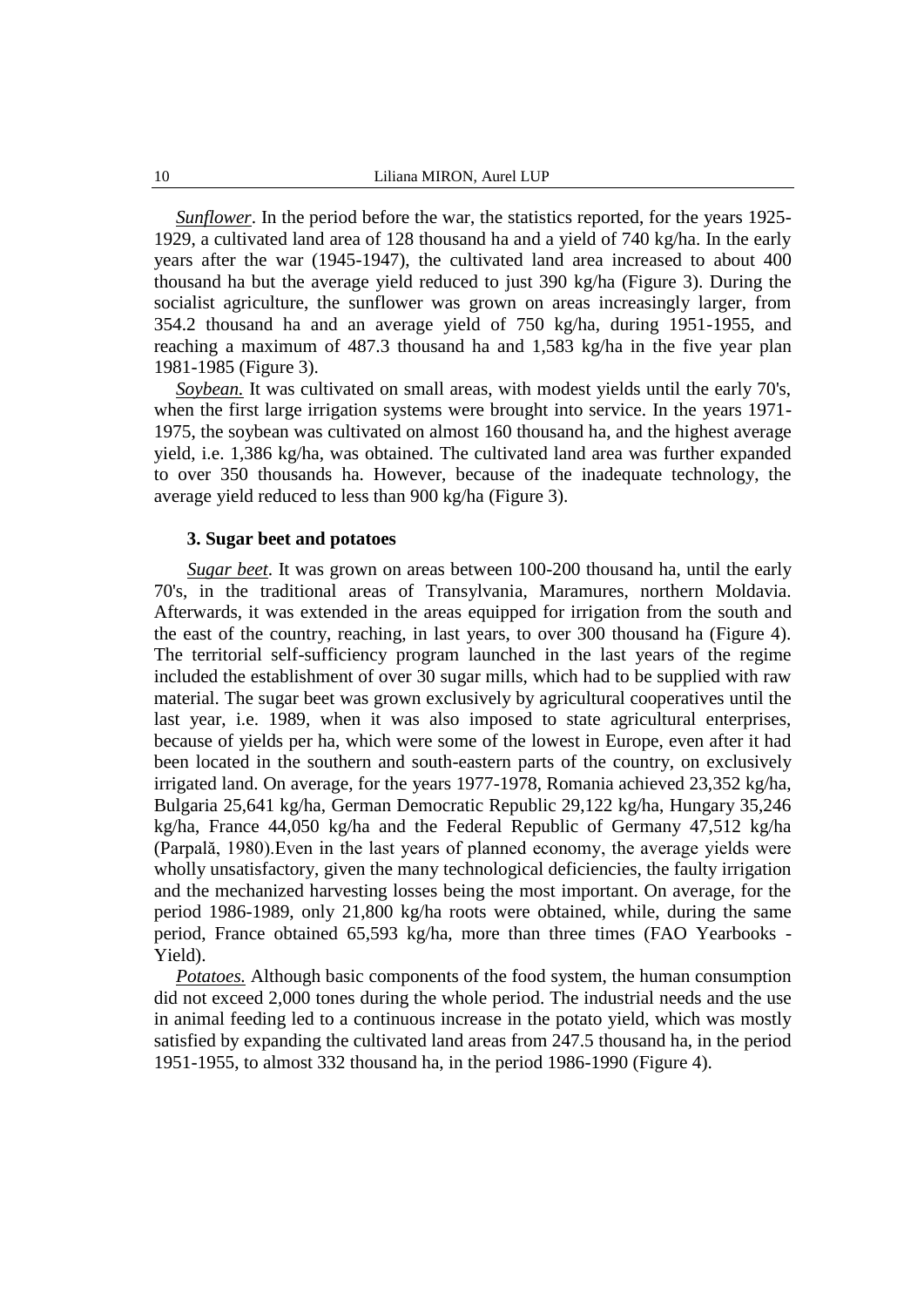*Sunflower*. In the period before the war, the statistics reported, for the years 1925-1929, a cultivated land area of 128 thousand ha and a yield of 740 kg/ha. In the early years after the war (1945-1947), the cultivated land area increased to about 400 thousand ha but the average yield reduced to just 390 kg/ha (Figure 3). During the socialist agriculture, the sunflower was grown on areas increasingly larger, from 354.2 thousand ha and an average yield of 750 kg/ha, during 1951-1955, and reaching a maximum of 487.3 thousand ha and 1,583 kg/ha in the five year plan 1981-1985 (Figure 3).

*Soybean.* It was cultivated on small areas, with modest yields until the early 70's, when the first large irrigation systems were brought into service. In the years 1971-1975, the soybean was cultivated on almost 160 thousand ha, and the highest average yield, i.e. 1,386 kg/ha, was obtained. The cultivated land area was further expanded to over 350 thousands ha. However, because of the inadequate technology, the average yield reduced to less than 900 kg/ha (Figure 3).

### 3. Sugar beet and potatoes

*Sugar beet*. It was grown on areas between 100-200 thousand ha, until the early 70's, in the traditional areas of Transylvania, Maramures, northern Moldavia. Afterwards, it was extended in the areas equipped for irrigation from the south and the east of the country, reaching, in last years, to over 300 thousand ha (Figure 4). The territorial self-sufficiency program launched in the last years of the regime included the establishment of over 30 sugar mills, which had to be supplied with raw material. The sugar beet was grown exclusively by agricultural cooperatives until the last year, i.e. 1989, when it was also imposed to state agricultural enterprises, because of yields per ha, which were some of the lowest in Europe, even after it had been located in the southern and south-eastern parts of the country, on exclusively irrigated land. On average, for the years 1977-1978, Romania achieved 23,352 kg/ha, Bulgaria 25,641 kg/ha, German Democratic Republic 29,122 kg/ha, Hungary 35,246 kg/ha, France 44,050 kg/ha and the Federal Republic of Germany 47,512 kg/ha (Parpală, 1980).Even in the last years of planned economy, the average yields were wholly unsatisfactory, given the many technological deficiencies, the faulty irrigation and the mechanized harvesting losses being the most important. On average, for the period 1986-1989, only 21,800 kg/ha roots were obtained, while, during the same period, France obtained 65,593 kg/ha, more than three times (FAO Yearbooks - Yield).

*Potatoes.* Although basic components of the food system, the human consumption did not exceed 2,000 tones during the whole period. The industrial needs and the use in animal feeding led to a continuous increase in the potato yield, which was mostly satisfied by expanding the cultivated land areas from 247.5 thousand ha, in the period 1951-1955, to almost 332 thousand ha, in the period 1986-1990 (Figure 4).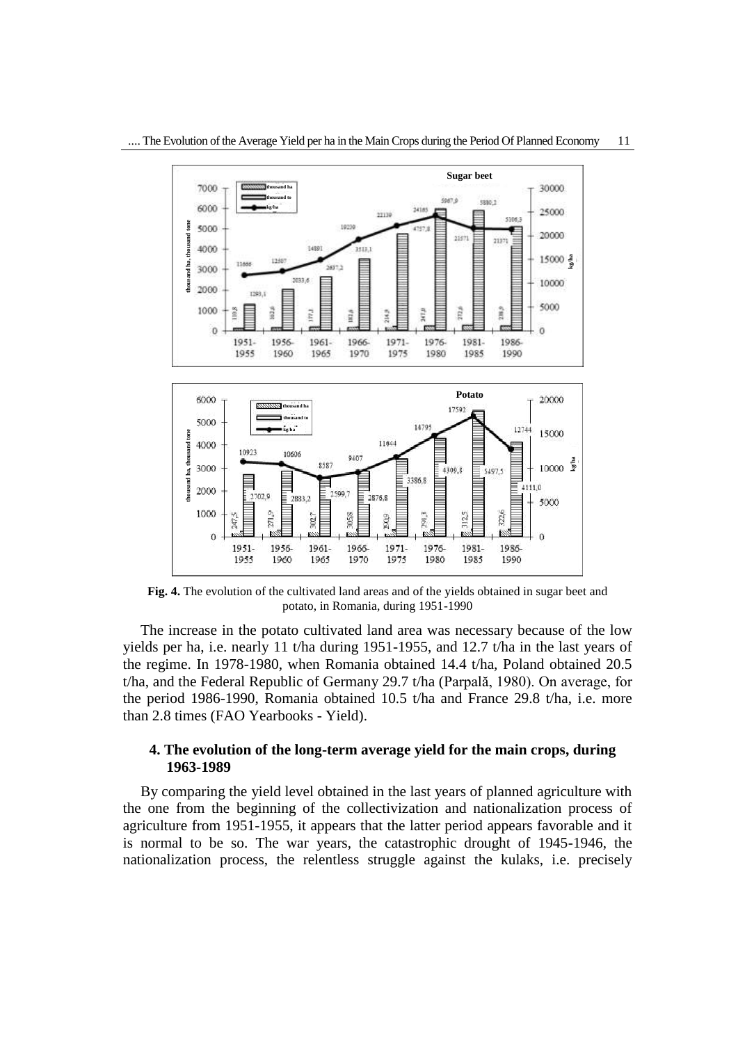**Fig. 4.** The evolution of the cultivated land areas and of the yields obtained in sugar beet and potato, in Romania, during 1951-1990

The increase in the potato cultivated land area was necessary because of the low yields per ha, i.e. nearly 11 t/ha during 1951-1955, and 12.7 t/ha in the last years of the regime. In 1978-1980, when Romania obtained 14.4 t/ha, Poland obtained 20.5 t/ha, and the Federal Republic of Germany 29.7 t/ha (Parpală, 1980). On average, for the period 1986-1990, Romania obtained 10.5 t/ha and France 29.8 t/ha, i.e. more than 2.8 times (FAO Yearbooks - Yield).

## 4. The evolution of the long-term average yield for the main crops, during 1963-1989

By comparing the yield level obtained in the last years of planned agriculture with the one from the beginning of the collectivization and nationalization process of agriculture from 1951-1955, it appears that the latter period appears favorable and it is normal to be so. The war years, the catastrophic drought of 1945-1946, the nationalization process, the relentless struggle against the kulaks, i.e. precisely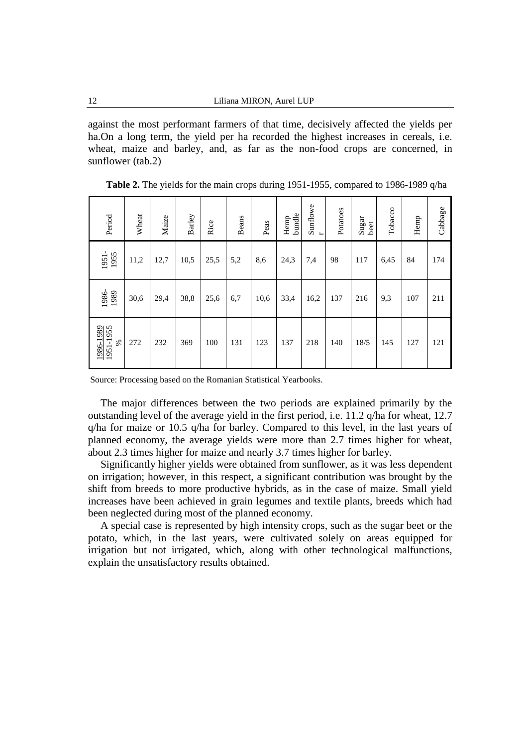against the most performant farmers of that time, decisively affected the yields per ha.On a long term, the yield per ha recorded the highest increases in cereals, i.e. wheat, maize and barley, and, as far as the non-food crops are concerned, in sunflower (tab.2)

**Table 2.** The yields for the main crops during 1951-1955, compared to 1986-1989 q/ha

| Period | Wheat | Maize | Barley | Rice | Beans | Peas | Hemp bundle | Sunflower | Potatoes | Sugar beet | Tobacco | Hemp | Cabbage |
|---|---|---|---|---|---|---|---|---|---|---|---|---|---|
| 1951-1955 | 11,2 | 12,7 | 10,5 | 25,5 | 5,2 | 8,6 | 24,3 | 7,4 | 98 | 117 | 6,45 | 84 | 174 |
| 1986-1989 | 30,6 | 29,4 | 38,8 | 25,6 | 6,7 | 10,6 | 33,4 | 16,2 | 137 | 216 | 9,3 | 107 | 211 |
| 1986-1989 / 1951-1955 % | 272 | 232 | 369 | 100 | 131 | 123 | 137 | 218 | 140 | 18/5 | 145 | 127 | 121 |

Source: Processing based on the Romanian Statistical Yearbooks.

The major differences between the two periods are explained primarily by the outstanding level of the average yield in the first period, i.e. 11.2 q/ha for wheat, 12.7 q/ha for maize or 10.5 q/ha for barley. Compared to this level, in the last years of planned economy, the average yields were more than 2.7 times higher for wheat, about 2.3 times higher for maize and nearly 3.7 times higher for barley.

Significantly higher yields were obtained from sunflower, as it was less dependent on irrigation; however, in this respect, a significant contribution was brought by the shift from breeds to more productive hybrids, as in the case of maize. Small yield increases have been achieved in grain legumes and textile plants, breeds which had been neglected during most of the planned economy.

A special case is represented by high intensity crops, such as the sugar beet or the potato, which, in the last years, were cultivated solely on areas equipped for irrigation but not irrigated, which, along with other technological malfunctions, explain the unsatisfactory results obtained.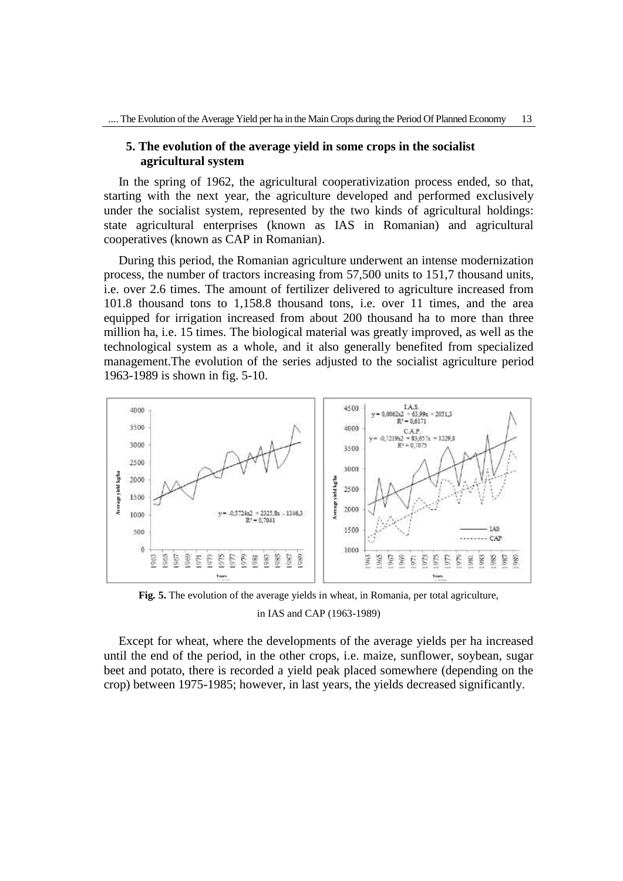## 5. The evolution of the average yield in some crops in the socialist agricultural system

In the spring of 1962, the agricultural cooperativization process ended, so that, starting with the next year, the agriculture developed and performed exclusively under the socialist system, represented by the two kinds of agricultural holdings: state agricultural enterprises (known as IAS in Romanian) and agricultural cooperatives (known as CAP in Romanian).

During this period, the Romanian agriculture underwent an intense modernization process, the number of tractors increasing from 57,500 units to 151,7 thousand units, i.e. over 2.6 times. The amount of fertilizer delivered to agriculture increased from 101.8 thousand tons to 1,158.8 thousand tons, i.e. over 11 times, and the area equipped for irrigation increased from about 200 thousand ha to more than three million ha, i.e. 15 times. The biological material was greatly improved, as well as the technological system as a whole, and it also generally benefited from specialized management.The evolution of the series adjusted to the socialist agriculture period 1963-1989 is shown in fig. 5-10.

**Fig. 5.** The evolution of the average yields in wheat, in Romania, per total agriculture, in IAS and CAP (1963-1989)

Except for wheat, where the developments of the average yields per ha increased until the end of the period, in the other crops, i.e. maize, sunflower, soybean, sugar beet and potato, there is recorded a yield peak placed somewhere (depending on the crop) between 1975-1985; however, in last years, the yields decreased significantly.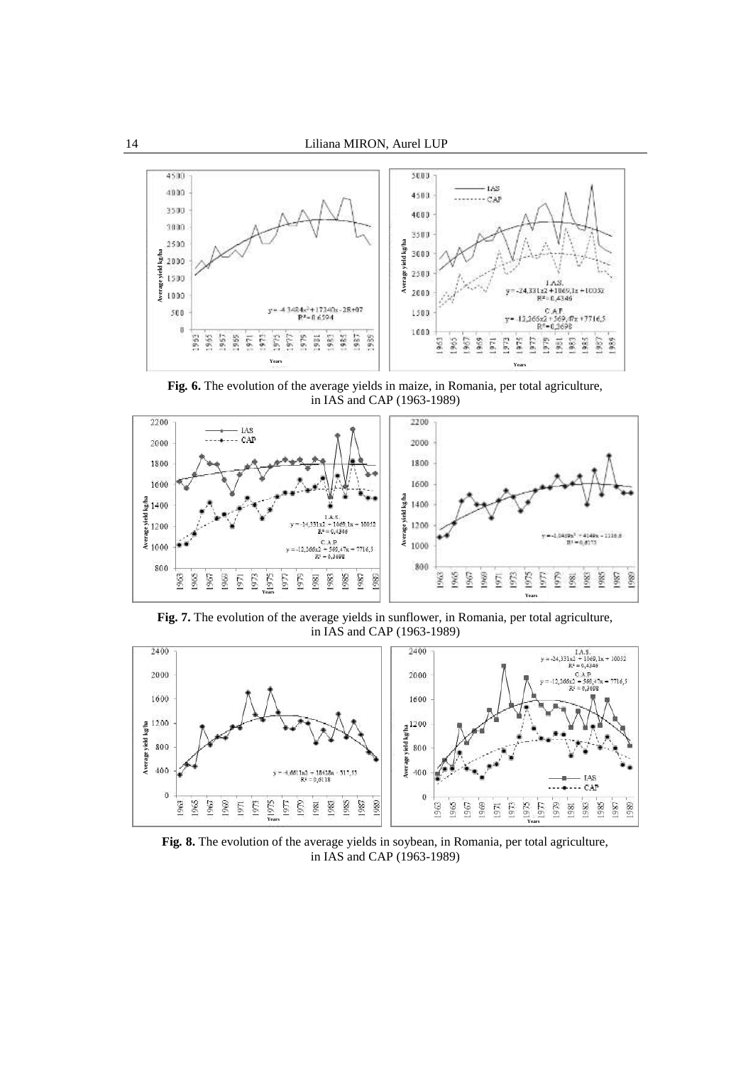**Fig. 6.** The evolution of the average yields in maize, in Romania, per total agriculture, in IAS and CAP (1963-1989)

**Fig. 7.** The evolution of the average yields in sunflower, in Romania, per total agriculture, in IAS and CAP (1963-1989)

**Fig. 8.** The evolution of the average yields in soybean, in Romania, per total agriculture, in IAS and CAP (1963-1989)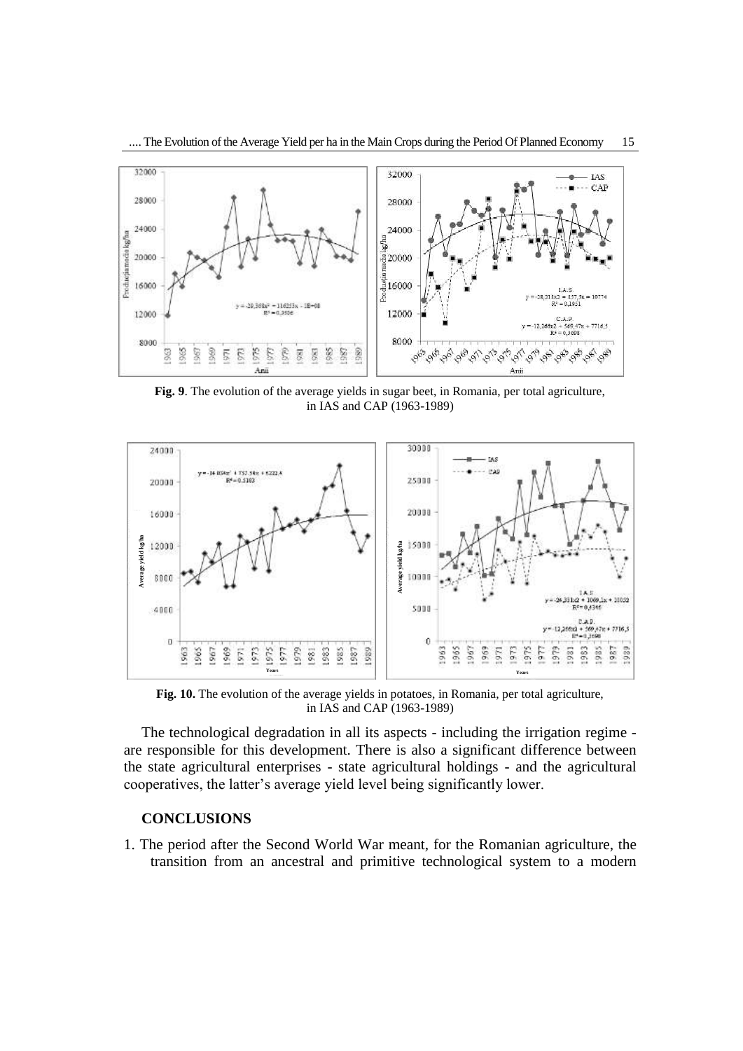**Fig. 9**. The evolution of the average yields in sugar beet, in Romania, per total agriculture, in IAS and CAP (1963-1989)

**Fig. 10.** The evolution of the average yields in potatoes, in Romania, per total agriculture, in IAS and CAP (1963-1989)

The technological degradation in all its aspects - including the irrigation regime - are responsible for this development. There is also a significant difference between the state agricultural enterprises - state agricultural holdings - and the agricultural cooperatives, the latter's average yield level being significantly lower.

## CONCLUSIONS

1. The period after the Second World War meant, for the Romanian agriculture, the transition from an ancestral and primitive technological system to a modern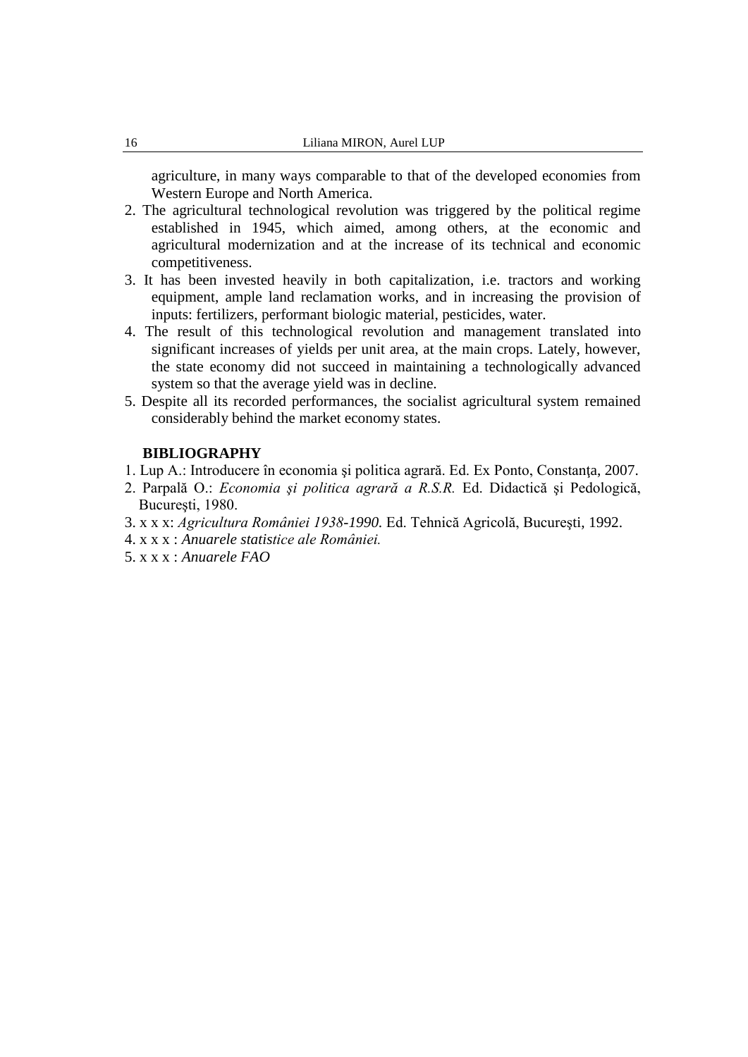agriculture, in many ways comparable to that of the developed economies from Western Europe and North America.

2. The agricultural technological revolution was triggered by the political regime established in 1945, which aimed, among others, at the economic and agricultural modernization and at the increase of its technical and economic competitiveness.
3. It has been invested heavily in both capitalization, i.e. tractors and working equipment, ample land reclamation works, and in increasing the provision of inputs: fertilizers, performant biologic material, pesticides, water.
4. The result of this technological revolution and management translated into significant increases of yields per unit area, at the main crops. Lately, however, the state economy did not succeed in maintaining a technologically advanced system so that the average yield was in decline.
5. Despite all its recorded performances, the socialist agricultural system remained considerably behind the market economy states.

## BIBLIOGRAPHY

1. Lup A.: Introducere în economia şi politica agrară. Ed. Ex Ponto, Constanţa, 2007.
2. Parpală O.: *Economia şi politica agrară a R.S.R.* Ed. Didactică şi Pedologică, Bucureşti, 1980.
3. x x x: *Agricultura României 1938-1990.* Ed. Tehnică Agricolă, Bucureşti, 1992.
4. x x x : *Anuarele statistice ale României.*
5. x x x : *Anuarele FAO*